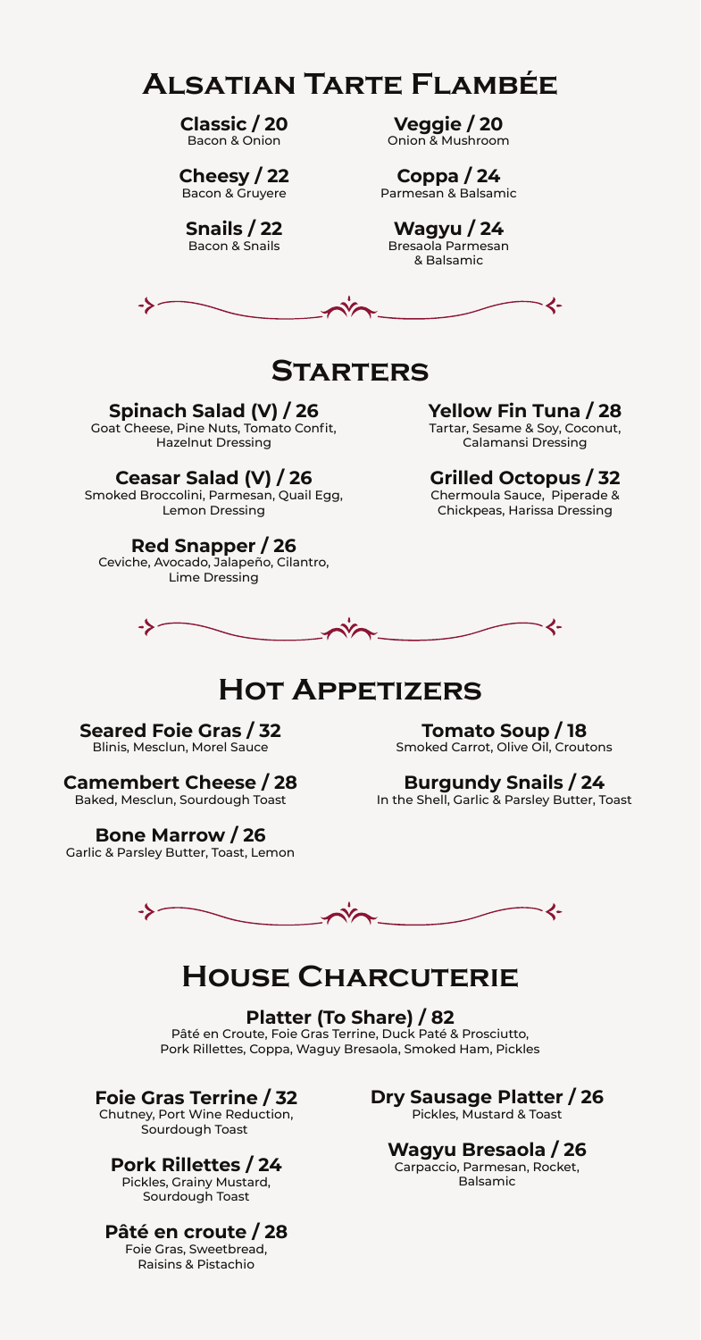# Alsatian Tarte Flambée

**Classic / 20**
Bacon & Onion

**Veggie / 20**
Onion & Mushroom

**Cheesy / 22**
Bacon & Gruyere

**Coppa / 24**
Parmesan & Balsamic

**Snails / 22**
Bacon & Snails

**Wagyu / 24**
Bresaola Parmesan & Balsamic

# Starters

**Spinach Salad (V) / 26**
Goat Cheese, Pine Nuts, Tomato Confit, Hazelnut Dressing

**Ceasar Salad (V) / 26**
Smoked Broccolini, Parmesan, Quail Egg, Lemon Dressing

**Red Snapper / 26**
Ceviche, Avocado, Jalapeño, Cilantro, Lime Dressing

**Yellow Fin Tuna / 28**
Tartar, Sesame & Soy, Coconut, Calamansi Dressing

**Grilled Octopus / 32**
Chermoula Sauce, Piperade & Chickpeas, Harissa Dressing

# Hot Appetizers

**Seared Foie Gras / 32**
Blinis, Mesclun, Morel Sauce

**Camembert Cheese / 28**
Baked, Mesclun, Sourdough Toast

**Bone Marrow / 26**
Garlic & Parsley Butter, Toast, Lemon

**Tomato Soup / 18**
Smoked Carrot, Olive Oil, Croutons

**Burgundy Snails / 24**
In the Shell, Garlic & Parsley Butter, Toast

# House Charcuterie

**Platter (To Share) / 82**
Pâté en Croute, Foie Gras Terrine, Duck Paté & Prosciutto, Pork Rillettes, Coppa, Waguy Bresaola, Smoked Ham, Pickles

**Foie Gras Terrine / 32**
Chutney, Port Wine Reduction, Sourdough Toast

**Pork Rillettes / 24**
Pickles, Grainy Mustard, Sourdough Toast

**Pâté en croute / 28**
Foie Gras, Sweetbread, Raisins & Pistachio

**Dry Sausage Platter / 26**
Pickles, Mustard & Toast

**Wagyu Bresaola / 26**
Carpaccio, Parmesan, Rocket, Balsamic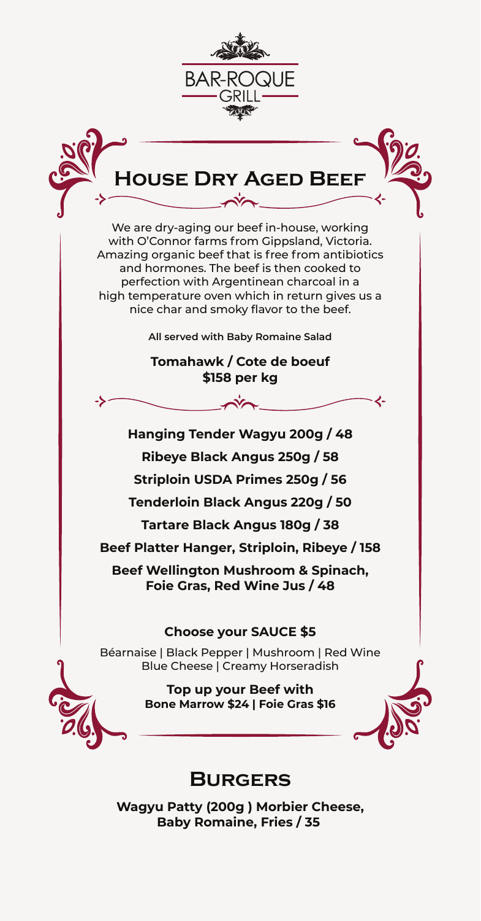# BAR-ROQUE GRILL

## House Dry Aged Beef

We are dry-aging our beef in-house, working with O'Connor farms from Gippsland, Victoria. Amazing organic beef that is free from antibiotics and hormones. The beef is then cooked to perfection with Argentinean charcoal in a high temperature oven which in return gives us a nice char and smoky flavor to the beef.

**All served with Baby Romaine Salad**

**Tomahawk / Cote de boeuf**
**$158 per kg**

**Hanging Tender Wagyu 200g / 48**

**Ribeye Black Angus 250g / 58**

**Striploin USDA Primes 250g / 56**

**Tenderloin Black Angus 220g / 50**

**Tartare Black Angus 180g / 38**

**Beef Platter Hanger, Striploin, Ribeye / 158**

**Beef Wellington Mushroom & Spinach, Foie Gras, Red Wine Jus / 48**

**Choose your SAUCE $5**

Béarnaise | Black Pepper | Mushroom | Red Wine
Blue Cheese | Creamy Horseradish

**Top up your Beef with**
**Bone Marrow $24 | Foie Gras $16**

## Burgers

**Wagyu Patty (200g ) Morbier Cheese, Baby Romaine, Fries / 35**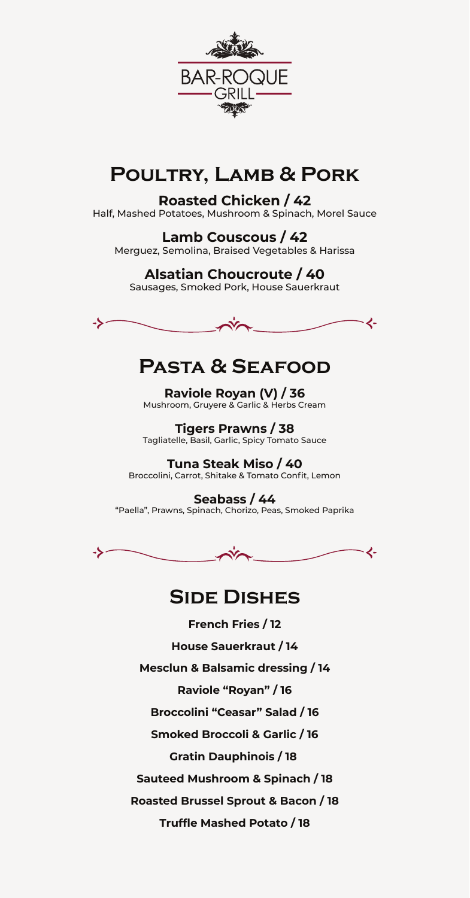BAR-ROQUE

GRILL

## Poultry, Lamb & Pork

**Roasted Chicken / 42**
Half, Mashed Potatoes, Mushroom & Spinach, Morel Sauce

**Lamb Couscous / 42**
Merguez, Semolina, Braised Vegetables & Harissa

**Alsatian Choucroute / 40**
Sausages, Smoked Pork, House Sauerkraut

## Pasta & Seafood

**Raviole Royan (V) / 36**
Mushroom, Gruyere & Garlic & Herbs Cream

**Tigers Prawns / 38**
Tagliatelle, Basil, Garlic, Spicy Tomato Sauce

**Tuna Steak Miso / 40**
Broccolini, Carrot, Shitake & Tomato Confit, Lemon

**Seabass / 44**
"Paella", Prawns, Spinach, Chorizo, Peas, Smoked Paprika

## Side Dishes

**French Fries / 12**

**House Sauerkraut / 14**

**Mesclun & Balsamic dressing / 14**

**Raviole "Royan" / 16**

**Broccolini "Ceasar" Salad / 16**

**Smoked Broccoli & Garlic / 16**

**Gratin Dauphinois / 18**

**Sauteed Mushroom & Spinach / 18**

**Roasted Brussel Sprout & Bacon / 18**

**Truffle Mashed Potato / 18**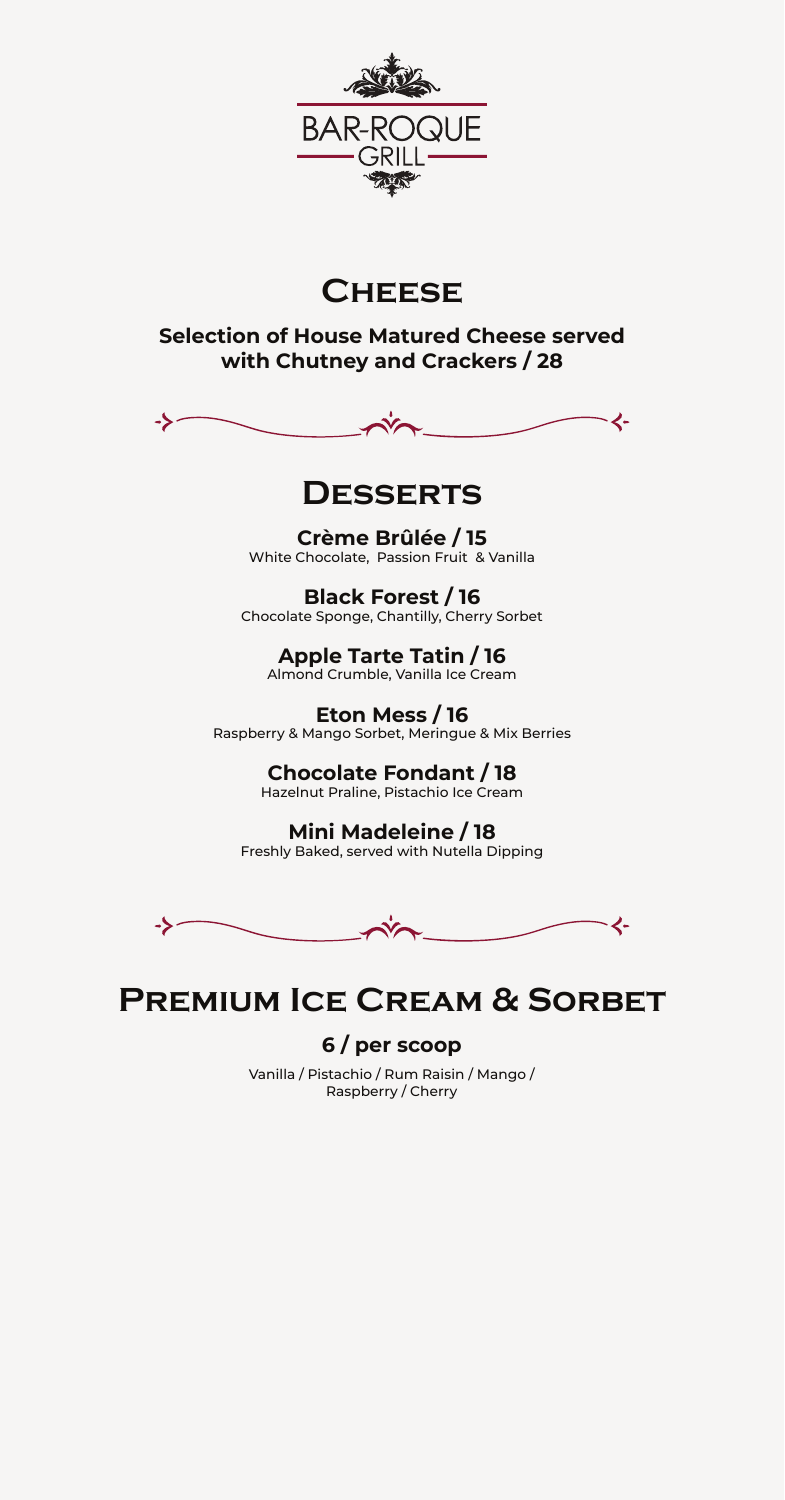BAR-ROQUE GRILL

# Cheese

**Selection of House Matured Cheese served with Chutney and Crackers / 28**

# Desserts

**Crème Brûlée / 15**
White Chocolate, Passion Fruit & Vanilla

**Black Forest / 16**
Chocolate Sponge, Chantilly, Cherry Sorbet

**Apple Tarte Tatin / 16**
Almond Crumble, Vanilla Ice Cream

**Eton Mess / 16**
Raspberry & Mango Sorbet, Meringue & Mix Berries

**Chocolate Fondant / 18**
Hazelnut Praline, Pistachio Ice Cream

**Mini Madeleine / 18**
Freshly Baked, served with Nutella Dipping

# Premium Ice Cream & Sorbet

**6 / per scoop**

Vanilla / Pistachio / Rum Raisin / Mango / Raspberry / Cherry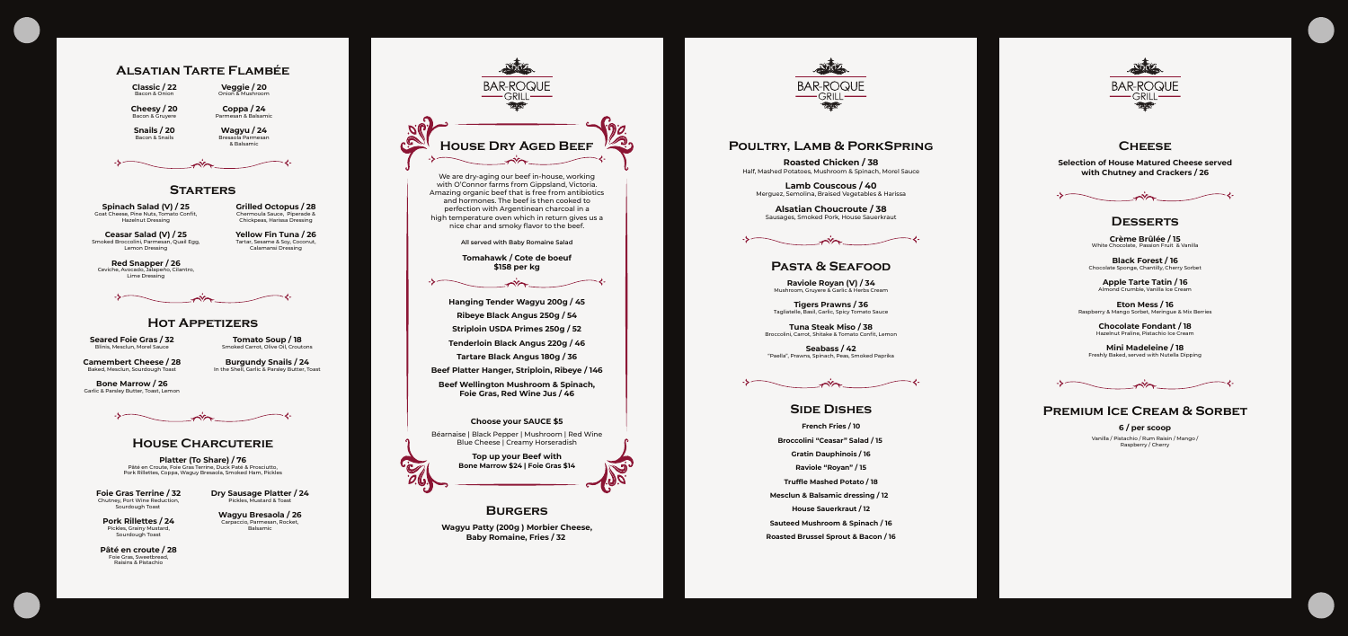## Alsatian Tarte Flambée

**Classic / 22**
Bacon & Onion

**Veggie / 20**
Onion & Mushroom

**Cheesy / 20**
Bacon & Gruyere

**Coppa / 24**
Parmesan & Balsamic

**Snails / 20**
Bacon & Snails

**Wagyu / 24**
Bresaola Parmesan & Balsamic

## Starters

**Spinach Salad (V) / 25**
Goat Cheese, Pine Nuts, Tomato Confit, Hazelnut Dressing

**Grilled Octopus / 28**
Chermoula Sauce, Piperade & Chickpeas, Harissa Dressing

**Ceasar Salad (V) / 25**
Smoked Broccolini, Parmesan, Quail Egg, Lemon Dressing

**Yellow Fin Tuna / 26**
Tartar, Sesame & Soy, Coconut, Calamansi Dressing

**Red Snapper / 26**
Ceviche, Avocado, Jalapeño, Cilantro, Lime Dressing

## Hot Appetizers

**Seared Foie Gras / 32**
Blinis, Mesclun, Morel Sauce

**Tomato Soup / 18**
Smoked Carrot, Olive Oil, Croutons

**Camembert Cheese / 28**
Baked, Mesclun, Sourdough Toast

**Burgundy Snails / 24**
In the Shell, Garlic & Parsley Butter, Toast

**Bone Marrow / 26**
Garlic & Parsley Butter, Toast, Lemon

## House Charcuterie

**Platter (To Share) / 76**
Pâté en Croute, Foie Gras Terrine, Duck Paté & Prosciutto, Pork Rillettes, Coppa, Waguy Bresaola, Smoked Ham, Pickles

**Foie Gras Terrine / 32**
Chutney, Port Wine Reduction, Sourdough Toast

**Dry Sausage Platter / 24**
Pickles, Mustard & Toast

**Pork Rillettes / 24**
Pickles, Grainy Mustard, Sourdough Toast

**Wagyu Bresaola / 26**
Carpaccio, Parmesan, Rocket, Balsamic

**Pâté en croute / 28**
Foie Gras, Sweetbread, Raisins & Pistachio

BAR-ROQUE GRILL

## House Dry Aged Beef

We are dry-aging our beef in-house, working with O'Connor farms from Gippsland, Victoria. Amazing organic beef that is free from antibiotics and hormones. The beef is then cooked to perfection with Argentinean charcoal in a high temperature oven which in return gives us a nice char and smoky flavor to the beef.

All served with Baby Romaine Salad

**Tomahawk / Cote de boeuf**
**$158 per kg**

**Hanging Tender Wagyu 200g / 45**

**Ribeye Black Angus 250g / 54**

**Striploin USDA Primes 250g / 52**

**Tenderloin Black Angus 220g / 46**

**Tartare Black Angus 180g / 36**

**Beef Platter Hanger, Striploin, Ribeye / 146**

**Beef Wellington Mushroom & Spinach, Foie Gras, Red Wine Jus / 46**

**Choose your SAUCE $5**

Béarnaise | Black Pepper | Mushroom | Red Wine
Blue Cheese | Creamy Horseradish

**Top up your Beef with**
**Bone Marrow $24 | Foie Gras $14**

## Burgers

**Wagyu Patty (200g ) Morbier Cheese, Baby Romaine, Fries / 32**

BAR-ROQUE GRILL

## Poultry, Lamb & PorkSpring

**Roasted Chicken / 38**
Half, Mashed Potatoes, Mushroom & Spinach, Morel Sauce

**Lamb Couscous / 40**
Merguez, Semolina, Braised Vegetables & Harissa

**Alsatian Choucroute / 38**
Sausages, Smoked Pork, House Sauerkraut

## Pasta & Seafood

**Raviole Royan (V) / 34**
Mushroom, Gruyere & Garlic & Herbs Cream

**Tigers Prawns / 36**
Tagliatelle, Basil, Garlic, Spicy Tomato Sauce

**Tuna Steak Miso / 38**
Broccolini, Carrot, Shitake & Tomato Confit, Lemon

**Seabass / 42**
"Paella", Prawns, Spinach, Peas, Smoked Paprika

## Side Dishes

**French Fries / 10**

**Broccolini "Ceasar" Salad / 15**

**Gratin Dauphinois / 16**

**Raviole "Royan" / 15**

**Truffle Mashed Potato / 18**

**Mesclun & Balsamic dressing / 12**

**House Sauerkraut / 12**

**Sauteed Mushroom & Spinach / 16**

**Roasted Brussel Sprout & Bacon / 16**

BAR-ROQUE GRILL

## Cheese

**Selection of House Matured Cheese served with Chutney and Crackers / 26**

## Desserts

**Crème Brûlée / 15**
White Chocolate, Passion Fruit & Vanilla

**Black Forest / 16**
Chocolate Sponge, Chantilly, Cherry Sorbet

**Apple Tarte Tatin / 16**
Almond Crumble, Vanilla Ice Cream

**Eton Mess / 16**
Raspberry & Mango Sorbet, Meringue & Mix Berries

**Chocolate Fondant / 18**
Hazelnut Praline, Pistachio Ice Cream

**Mini Madeleine / 18**
Freshly Baked, served with Nutella Dipping

## Premium Ice Cream & Sorbet

**6 / per scoop**

Vanilla / Pistachio / Rum Raisin / Mango / Raspberry / Cherry